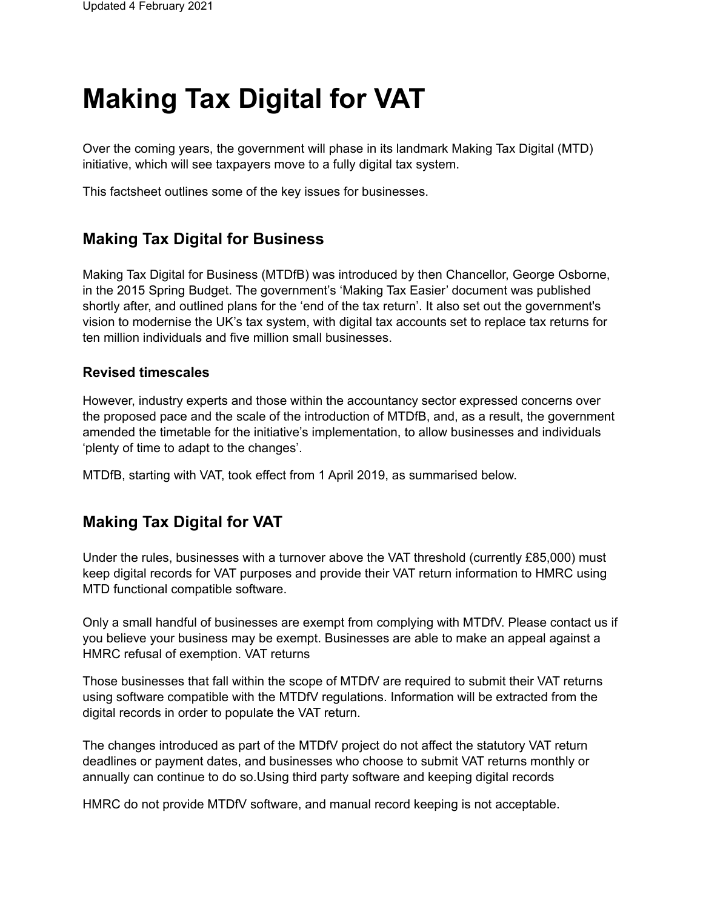Updated 4 February 2021

# Making Tax Digital for VAT

Over the coming years, the government will phase in its landmark Making Tax Digital (MTD) initiative, which will see taxpayers move to a fully digital tax system.

This factsheet outlines some of the key issues for businesses.

## Making Tax Digital for Business

Making Tax Digital for Business (MTDfB) was introduced by then Chancellor, George Osborne, in the 2015 Spring Budget. The government's 'Making Tax Easier' document was published shortly after, and outlined plans for the 'end of the tax return'. It also set out the government's vision to modernise the UK's tax system, with digital tax accounts set to replace tax returns for ten million individuals and five million small businesses.

### Revised timescales

However, industry experts and those within the accountancy sector expressed concerns over the proposed pace and the scale of the introduction of MTDfB, and, as a result, the government amended the timetable for the initiative's implementation, to allow businesses and individuals 'plenty of time to adapt to the changes'.

MTDfB, starting with VAT, took effect from 1 April 2019, as summarised below.

## Making Tax Digital for VAT

Under the rules, businesses with a turnover above the VAT threshold (currently £85,000) must keep digital records for VAT purposes and provide their VAT return information to HMRC using MTD functional compatible software.

Only a small handful of businesses are exempt from complying with MTDfV. Please contact us if you believe your business may be exempt. Businesses are able to make an appeal against a HMRC refusal of exemption. VAT returns

Those businesses that fall within the scope of MTDfV are required to submit their VAT returns using software compatible with the MTDfV regulations. Information will be extracted from the digital records in order to populate the VAT return.

The changes introduced as part of the MTDfV project do not affect the statutory VAT return deadlines or payment dates, and businesses who choose to submit VAT returns monthly or annually can continue to do so.Using third party software and keeping digital records

HMRC do not provide MTDfV software, and manual record keeping is not acceptable.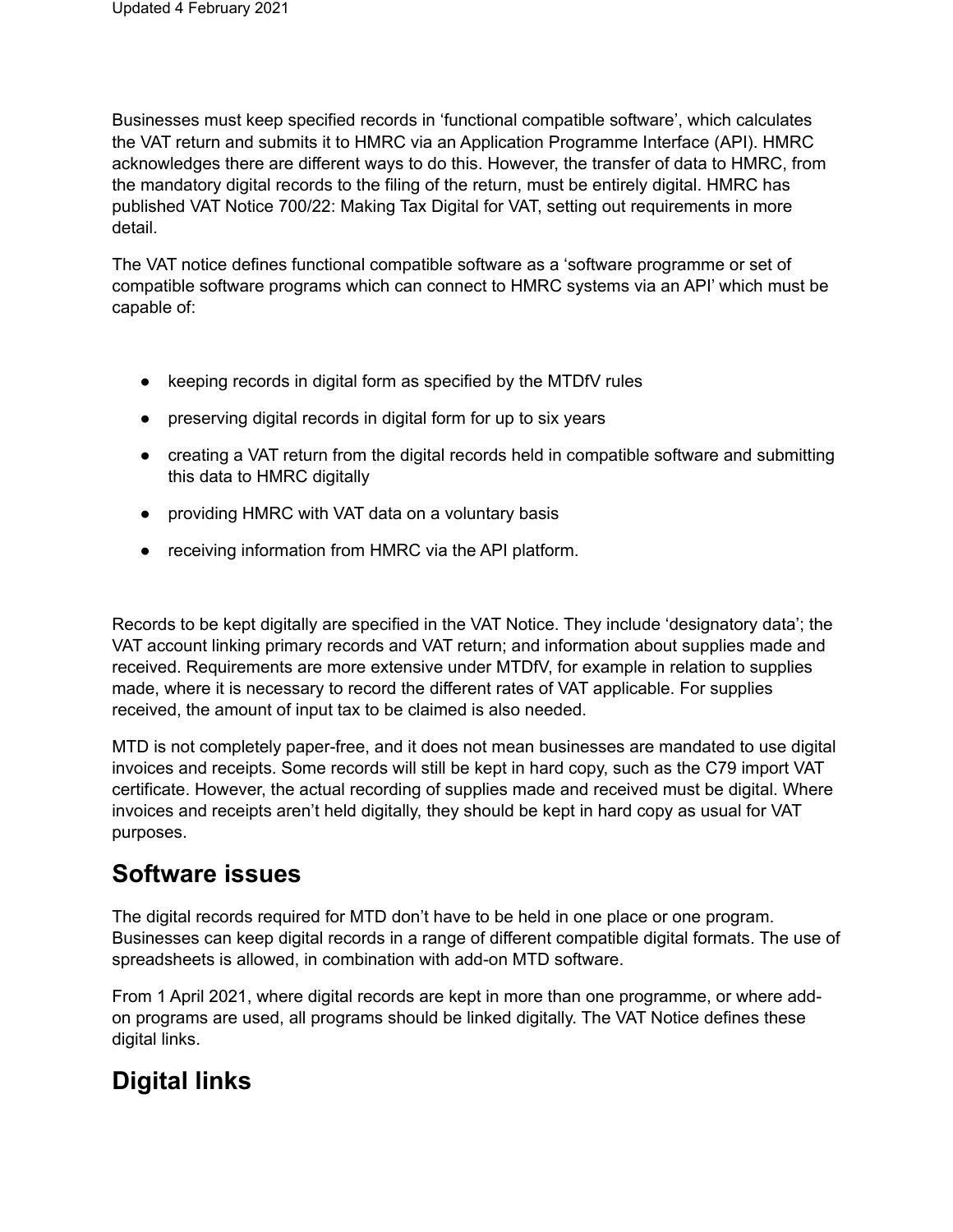Businesses must keep specified records in 'functional compatible software', which calculates the VAT return and submits it to HMRC via an Application Programme Interface (API). HMRC acknowledges there are different ways to do this. However, the transfer of data to HMRC, from the mandatory digital records to the filing of the return, must be entirely digital. HMRC has published VAT Notice 700/22: Making Tax Digital for VAT, setting out requirements in more detail.

The VAT notice defines functional compatible software as a 'software programme or set of compatible software programs which can connect to HMRC systems via an API' which must be capable of:

- keeping records in digital form as specified by the MTDfV rules
- preserving digital records in digital form for up to six years
- creating a VAT return from the digital records held in compatible software and submitting this data to HMRC digitally
- providing HMRC with VAT data on a voluntary basis
- receiving information from HMRC via the API platform.

Records to be kept digitally are specified in the VAT Notice. They include 'designatory data'; the VAT account linking primary records and VAT return; and information about supplies made and received. Requirements are more extensive under MTDfV, for example in relation to supplies made, where it is necessary to record the different rates of VAT applicable. For supplies received, the amount of input tax to be claimed is also needed.

MTD is not completely paper-free, and it does not mean businesses are mandated to use digital invoices and receipts. Some records will still be kept in hard copy, such as the C79 import VAT certificate. However, the actual recording of supplies made and received must be digital. Where invoices and receipts aren't held digitally, they should be kept in hard copy as usual for VAT purposes.

## Software issues

The digital records required for MTD don't have to be held in one place or one program. Businesses can keep digital records in a range of different compatible digital formats. The use of spreadsheets is allowed, in combination with add-on MTD software.

From 1 April 2021, where digital records are kept in more than one programme, or where add-on programs are used, all programs should be linked digitally. The VAT Notice defines these digital links.

## Digital links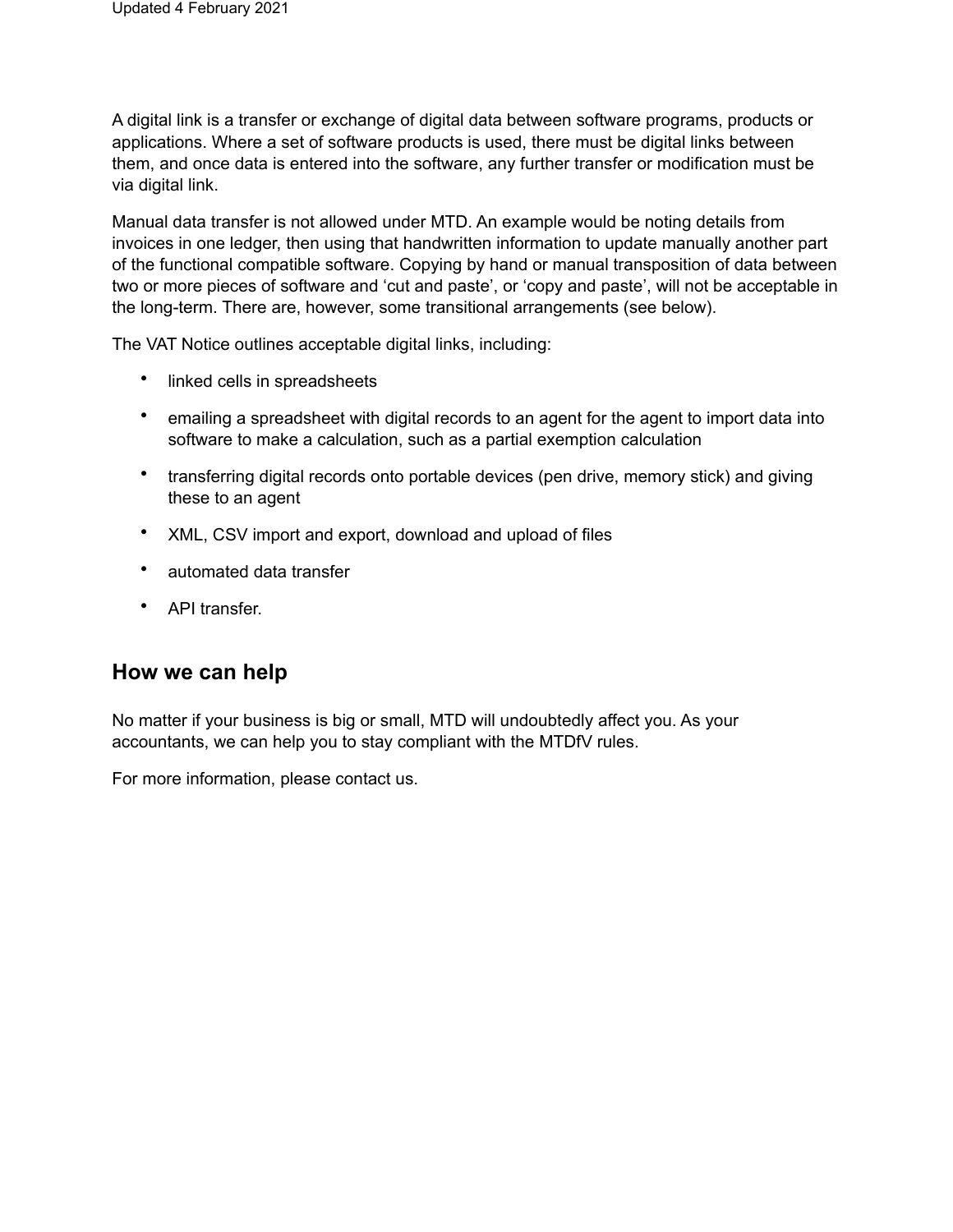A digital link is a transfer or exchange of digital data between software programs, products or applications. Where a set of software products is used, there must be digital links between them, and once data is entered into the software, any further transfer or modification must be via digital link.

Manual data transfer is not allowed under MTD. An example would be noting details from invoices in one ledger, then using that handwritten information to update manually another part of the functional compatible software. Copying by hand or manual transposition of data between two or more pieces of software and 'cut and paste', or 'copy and paste', will not be acceptable in the long-term. There are, however, some transitional arrangements (see below).

The VAT Notice outlines acceptable digital links, including:

- linked cells in spreadsheets
- emailing a spreadsheet with digital records to an agent for the agent to import data into software to make a calculation, such as a partial exemption calculation
- transferring digital records onto portable devices (pen drive, memory stick) and giving these to an agent
- XML, CSV import and export, download and upload of files
- automated data transfer
- API transfer.

## How we can help

No matter if your business is big or small, MTD will undoubtedly affect you. As your accountants, we can help you to stay compliant with the MTDfV rules.

For more information, please contact us.